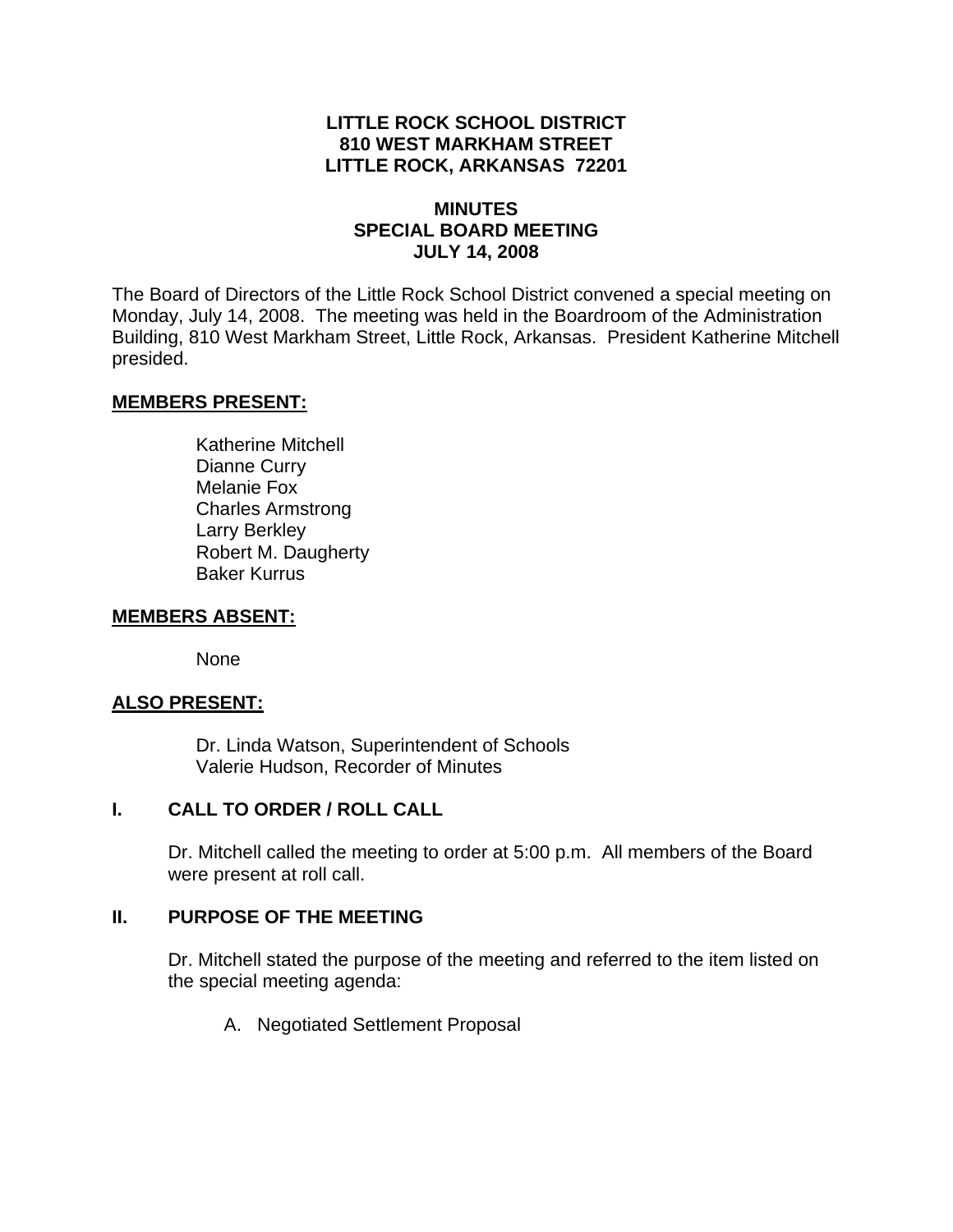**LITTLE ROCK SCHOOL DISTRICT**
**810 WEST MARKHAM STREET**
**LITTLE ROCK, ARKANSAS 72201**

**MINUTES**
**SPECIAL BOARD MEETING**
**JULY 14, 2008**

The Board of Directors of the Little Rock School District convened a special meeting on Monday, July 14, 2008. The meeting was held in the Boardroom of the Administration Building, 810 West Markham Street, Little Rock, Arkansas. President Katherine Mitchell presided.

**MEMBERS PRESENT:**

Katherine Mitchell
Dianne Curry
Melanie Fox
Charles Armstrong
Larry Berkley
Robert M. Daugherty
Baker Kurrus

**MEMBERS ABSENT:**

None

**ALSO PRESENT:**

Dr. Linda Watson, Superintendent of Schools
Valerie Hudson, Recorder of Minutes

## I. CALL TO ORDER / ROLL CALL

Dr. Mitchell called the meeting to order at 5:00 p.m. All members of the Board were present at roll call.

## II. PURPOSE OF THE MEETING

Dr. Mitchell stated the purpose of the meeting and referred to the item listed on the special meeting agenda:

A. Negotiated Settlement Proposal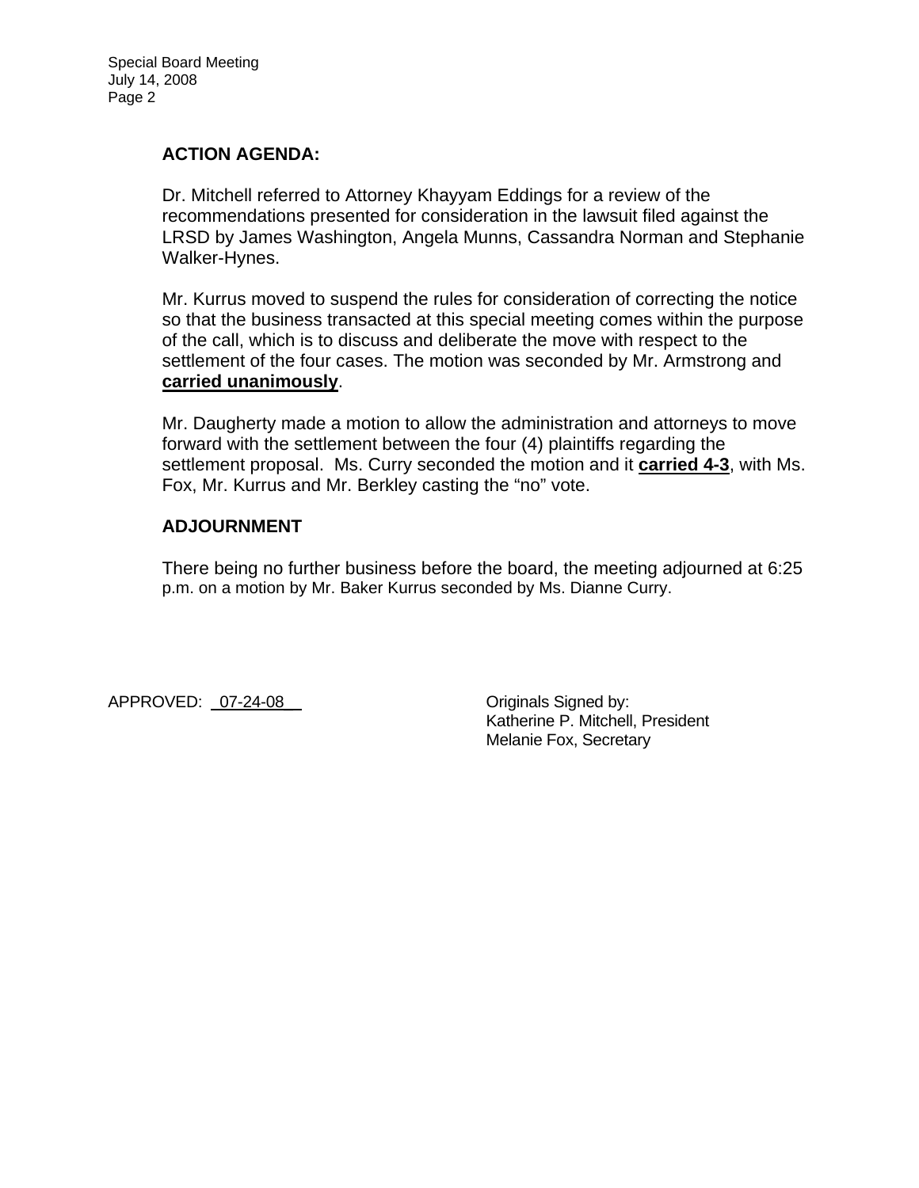## ACTION AGENDA:

Dr. Mitchell referred to Attorney Khayyam Eddings for a review of the recommendations presented for consideration in the lawsuit filed against the LRSD by James Washington, Angela Munns, Cassandra Norman and Stephanie Walker-Hynes.

Mr. Kurrus moved to suspend the rules for consideration of correcting the notice so that the business transacted at this special meeting comes within the purpose of the call, which is to discuss and deliberate the move with respect to the settlement of the four cases. The motion was seconded by Mr. Armstrong and **carried unanimously**.

Mr. Daugherty made a motion to allow the administration and attorneys to move forward with the settlement between the four (4) plaintiffs regarding the settlement proposal. Ms. Curry seconded the motion and it **carried 4-3**, with Ms. Fox, Mr. Kurrus and Mr. Berkley casting the "no" vote.

## ADJOURNMENT

There being no further business before the board, the meeting adjourned at 6:25 p.m. on a motion by Mr. Baker Kurrus seconded by Ms. Dianne Curry.

APPROVED: 07-24-08

Originals Signed by:
Katherine P. Mitchell, President
Melanie Fox, Secretary